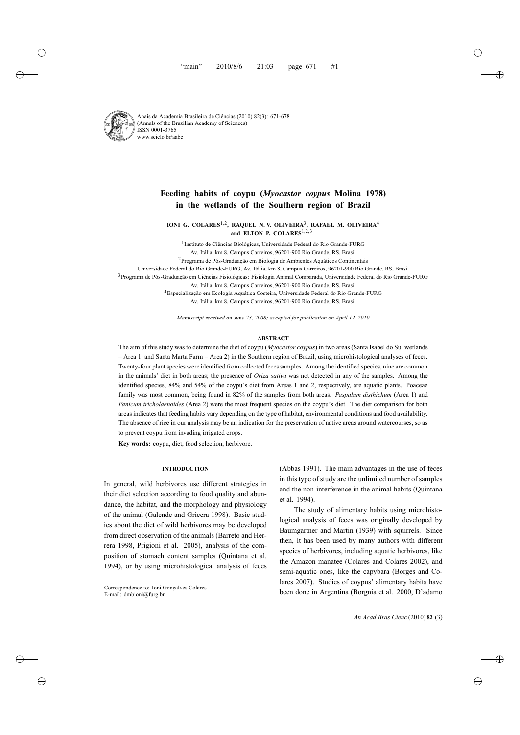# Feeding habits of coypu (*Myocastor coypus* Molina 1978) in the wetlands of the Southern region of Brazil

**IONI G. COLARES**[1,2], **RAQUEL N. V. OLIVEIRA**[3], **RAFAEL M. OLIVEIRA**[4] and **ELTON P. COLARES**[1,2,3]

[1]Instituto de Ciências Biológicas, Universidade Federal do Rio Grande-FURG
Av. Itália, km 8, Campus Carreiros, 96201-900 Rio Grande, RS, Brasil

[2]Programa de Pós-Graduação em Biologia de Ambientes Aquáticos Continentais
Universidade Federal do Rio Grande-FURG, Av. Itália, km 8, Campus Carreiros, 96201-900 Rio Grande, RS, Brasil

[3]Programa de Pós-Graduação em Ciências Fisiológicas: Fisiologia Animal Comparada, Universidade Federal do Rio Grande-FURG
Av. Itália, km 8, Campus Carreiros, 96201-900 Rio Grande, RS, Brasil

[4]Especialização em Ecologia Aquática Costeira, Universidade Federal do Rio Grande-FURG
Av. Itália, km 8, Campus Carreiros, 96201-900 Rio Grande, RS, Brasil

*Manuscript received on June 23, 2008; accepted for publication on April 12, 2010*

## ABSTRACT

The aim of this study was to determine the diet of coypu (*Myocastor coypus*) in two areas (Santa Isabel do Sul wetlands – Area 1, and Santa Marta Farm – Area 2) in the Southern region of Brazil, using microhistological analyses of feces. Twenty-four plant species were identified from collected feces samples. Among the identified species, nine are common in the animals' diet in both areas; the presence of *Oriza sativa* was not detected in any of the samples. Among the identified species, 84% and 54% of the coypu's diet from Areas 1 and 2, respectively, are aquatic plants. Poaceae family was most common, being found in 82% of the samples from both areas. *Paspalum disthichum* (Area 1) and *Panicum tricholaenoides* (Area 2) were the most frequent species on the coypu's diet. The diet comparison for both areas indicates that feeding habits vary depending on the type of habitat, environmental conditions and food availability. The absence of rice in our analysis may be an indication for the preservation of native areas around watercourses, so as to prevent coypu from invading irrigated crops.

**Key words:** coypu, diet, food selection, herbivore.

## INTRODUCTION

In general, wild herbivores use different strategies in their diet selection according to food quality and abundance, the habitat, and the morphology and physiology of the animal (Galende and Gricera 1998). Basic studies about the diet of wild herbivores may be developed from direct observation of the animals (Barreto and Herrera 1998, Prigioni et al. 2005), analysis of the composition of stomach content samples (Quintana et al. 1994), or by using microhistological analysis of feces (Abbas 1991). The main advantages in the use of feces in this type of study are the unlimited number of samples and the non-interference in the animal habits (Quintana et al. 1994).

The study of alimentary habits using microhistological analysis of feces was originally developed by Baumgartner and Martin (1939) with squirrels. Since then, it has been used by many authors with different species of herbivores, including aquatic herbivores, like the Amazon manatee (Colares and Colares 2002), and semi-aquatic ones, like the capybara (Borges and Colares 2007). Studies of coypus' alimentary habits have been done in Argentina (Borgnia et al. 2000, D'adamo

Correspondence to: Ioni Gonçalves Colares
E-mail: dmbioni@furg.br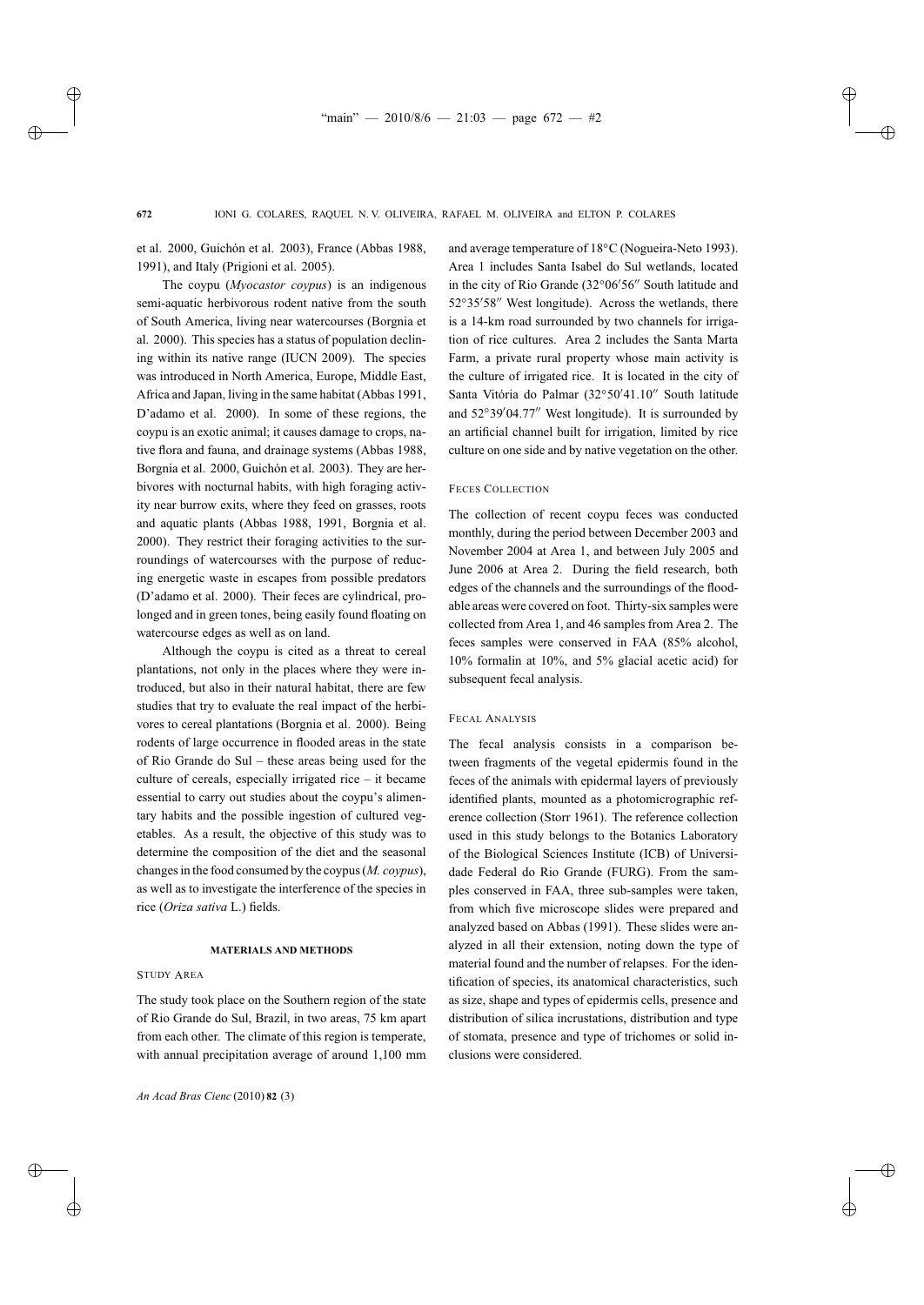et al. 2000, Guichón et al. 2003), France (Abbas 1988, 1991), and Italy (Prigioni et al. 2005).

The coypu (*Myocastor coypus*) is an indigenous semi-aquatic herbivorous rodent native from the south of South America, living near watercourses (Borgnia et al. 2000). This species has a status of population declining within its native range (IUCN 2009). The species was introduced in North America, Europe, Middle East, Africa and Japan, living in the same habitat (Abbas 1991, D'adamo et al. 2000). In some of these regions, the coypu is an exotic animal; it causes damage to crops, native flora and fauna, and drainage systems (Abbas 1988, Borgnia et al. 2000, Guichón et al. 2003). They are herbivores with nocturnal habits, with high foraging activity near burrow exits, where they feed on grasses, roots and aquatic plants (Abbas 1988, 1991, Borgnia et al. 2000). They restrict their foraging activities to the surroundings of watercourses with the purpose of reducing energetic waste in escapes from possible predators (D'adamo et al. 2000). Their feces are cylindrical, prolonged and in green tones, being easily found floating on watercourse edges as well as on land.

Although the coypu is cited as a threat to cereal plantations, not only in the places where they were introduced, but also in their natural habitat, there are few studies that try to evaluate the real impact of the herbivores to cereal plantations (Borgnia et al. 2000). Being rodents of large occurrence in flooded areas in the state of Rio Grande do Sul – these areas being used for the culture of cereals, especially irrigated rice – it became essential to carry out studies about the coypu's alimentary habits and the possible ingestion of cultured vegetables. As a result, the objective of this study was to determine the composition of the diet and the seasonal changes in the food consumed by the coypus (*M. coypus*), as well as to investigate the interference of the species in rice (*Oriza sativa* L.) fields.

## MATERIALS AND METHODS

### Study Area

The study took place on the Southern region of the state of Rio Grande do Sul, Brazil, in two areas, 75 km apart from each other. The climate of this region is temperate, with annual precipitation average of around 1,100 mm and average temperature of 18°C (Nogueira-Neto 1993). Area 1 includes Santa Isabel do Sul wetlands, located in the city of Rio Grande (32°06′56″ South latitude and 52°35′58″ West longitude). Across the wetlands, there is a 14-km road surrounded by two channels for irrigation of rice cultures. Area 2 includes the Santa Marta Farm, a private rural property whose main activity is the culture of irrigated rice. It is located in the city of Santa Vitória do Palmar (32°50′41.10″ South latitude and 52°39′04.77″ West longitude). It is surrounded by an artificial channel built for irrigation, limited by rice culture on one side and by native vegetation on the other.

### Feces Collection

The collection of recent coypu feces was conducted monthly, during the period between December 2003 and November 2004 at Area 1, and between July 2005 and June 2006 at Area 2. During the field research, both edges of the channels and the surroundings of the floodable areas were covered on foot. Thirty-six samples were collected from Area 1, and 46 samples from Area 2. The feces samples were conserved in FAA (85% alcohol, 10% formalin at 10%, and 5% glacial acetic acid) for subsequent fecal analysis.

### Fecal Analysis

The fecal analysis consists in a comparison between fragments of the vegetal epidermis found in the feces of the animals with epidermal layers of previously identified plants, mounted as a photomicrographic reference collection (Storr 1961). The reference collection used in this study belongs to the Botanics Laboratory of the Biological Sciences Institute (ICB) of Universidade Federal do Rio Grande (FURG). From the samples conserved in FAA, three sub-samples were taken, from which five microscope slides were prepared and analyzed based on Abbas (1991). These slides were analyzed in all their extension, noting down the type of material found and the number of relapses. For the identification of species, its anatomical characteristics, such as size, shape and types of epidermis cells, presence and distribution of silica incrustations, distribution and type of stomata, presence and type of trichomes or solid inclusions were considered.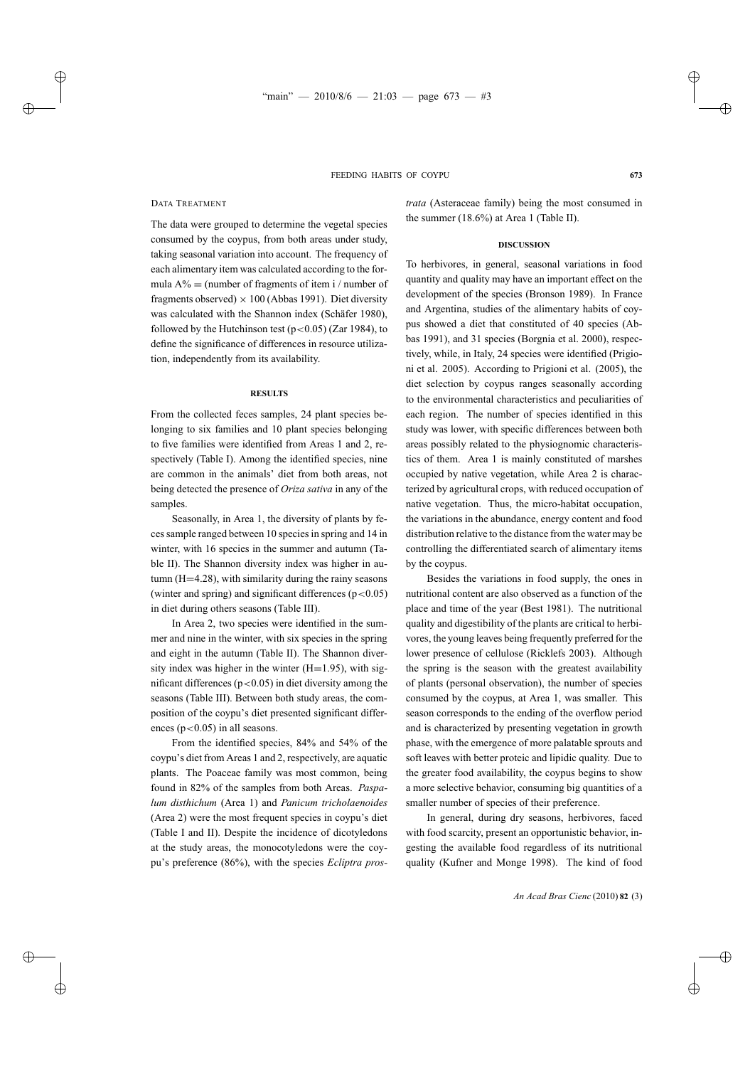### Data Treatment

The data were grouped to determine the vegetal species consumed by the coypus, from both areas under study, taking seasonal variation into account. The frequency of each alimentary item was calculated according to the formula A% = (number of fragments of item i / number of fragments observed) $\times$ 100 (Abbas 1991). Diet diversity was calculated with the Shannon index (Schäfer 1980), followed by the Hutchinson test ($p<0.05$) (Zar 1984), to define the significance of differences in resource utilization, independently from its availability.

## RESULTS

From the collected feces samples, 24 plant species belonging to six families and 10 plant species belonging to five families were identified from Areas 1 and 2, respectively (Table I). Among the identified species, nine are common in the animals' diet from both areas, not being detected the presence of *Oriza sativa* in any of the samples.

Seasonally, in Area 1, the diversity of plants by feces sample ranged between 10 species in spring and 14 in winter, with 16 species in the summer and autumn (Table II). The Shannon diversity index was higher in autumn (H=4.28), with similarity during the rainy seasons (winter and spring) and significant differences ($p<0.05$) in diet during others seasons (Table III).

In Area 2, two species were identified in the summer and nine in the winter, with six species in the spring and eight in the autumn (Table II). The Shannon diversity index was higher in the winter (H=1.95), with significant differences ($p<0.05$) in diet diversity among the seasons (Table III). Between both study areas, the composition of the coypu's diet presented significant differences ($p<0.05$) in all seasons.

From the identified species, 84% and 54% of the coypu's diet from Areas 1 and 2, respectively, are aquatic plants. The Poaceae family was most common, being found in 82% of the samples from both Areas. *Paspalum disthichum* (Area 1) and *Panicum tricholaenoides* (Area 2) were the most frequent species in coypu's diet (Table I and II). Despite the incidence of dicotyledons at the study areas, the monocotyledons were the coypu's preference (86%), with the species *Ecliptra prostrata* (Asteraceae family) being the most consumed in the summer (18.6%) at Area 1 (Table II).

## DISCUSSION

To herbivores, in general, seasonal variations in food quantity and quality may have an important effect on the development of the species (Bronson 1989). In France and Argentina, studies of the alimentary habits of coypus showed a diet that constituted of 40 species (Abbas 1991), and 31 species (Borgnia et al. 2000), respectively, while, in Italy, 24 species were identified (Prigioni et al. 2005). According to Prigioni et al. (2005), the diet selection by coypus ranges seasonally according to the environmental characteristics and peculiarities of each region. The number of species identified in this study was lower, with specific differences between both areas possibly related to the physiognomic characteristics of them. Area 1 is mainly constituted of marshes occupied by native vegetation, while Area 2 is characterized by agricultural crops, with reduced occupation of native vegetation. Thus, the micro-habitat occupation, the variations in the abundance, energy content and food distribution relative to the distance from the water may be controlling the differentiated search of alimentary items by the coypus.

Besides the variations in food supply, the ones in nutritional content are also observed as a function of the place and time of the year (Best 1981). The nutritional quality and digestibility of the plants are critical to herbivores, the young leaves being frequently preferred for the lower presence of cellulose (Ricklefs 2003). Although the spring is the season with the greatest availability of plants (personal observation), the number of species consumed by the coypus, at Area 1, was smaller. This season corresponds to the ending of the overflow period and is characterized by presenting vegetation in growth phase, with the emergence of more palatable sprouts and soft leaves with better proteic and lipidic quality. Due to the greater food availability, the coypus begins to show a more selective behavior, consuming big quantities of a smaller number of species of their preference.

In general, during dry seasons, herbivores, faced with food scarcity, present an opportunistic behavior, ingesting the available food regardless of its nutritional quality (Kufner and Monge 1998). The kind of food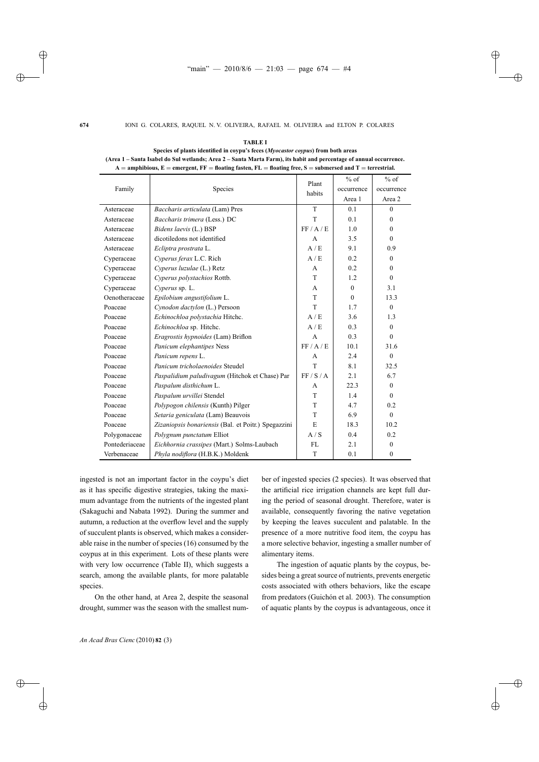**TABLE I**

**Species of plants identified in coypu's feces (*Myocastor coypus*) from both areas (Area 1 – Santa Isabel do Sul wetlands; Area 2 – Santa Marta Farm), its habit and percentage of annual occurrence. A = amphibious, E = emergent, FF = floating fasten, FL = floating free, S = submersed and T = terrestrial.**

| Family | Species | Plant habits | % of occurrence Area 1 | % of occurrence Area 2 |
|---|---|---|---|---|
| Asteraceae | *Baccharis articulata* (Lam) Pres | T | 0.1 | 0 |
| Asteraceae | *Baccharis trimera* (Less.) DC | T | 0.1 | 0 |
| Asteraceae | *Bidens laevis* (L.) BSP | FF / A / E | 1.0 | 0 |
| Asteraceae | dicotiledons not identified | A | 3.5 | 0 |
| Asteraceae | *Ecliptra prostrata* L. | A / E | 9.1 | 0.9 |
| Cyperaceae | *Cyperus ferax* L.C. Rich | A / E | 0.2 | 0 |
| Cyperaceae | *Cyperus luzulae* (L.) Retz | A | 0.2 | 0 |
| Cyperaceae | *Cyperus polystachios* Rottb. | T | 1.2 | 0 |
| Cyperaceae | *Cyperus* sp. L. | A | 0 | 3.1 |
| Oenotheraceae | *Epilobium angustifolium* L. | T | 0 | 13.3 |
| Poaceae | *Cynodon dactylon* (L.) Persoon | T | 1.7 | 0 |
| Poaceae | *Echinochloa polystachia* Hitchc. | A / E | 3.6 | 1.3 |
| Poaceae | *Echinochloa* sp. Hitchc. | A / E | 0.3 | 0 |
| Poaceae | *Eragrostis hypnoides* (Lam) Briflon | A | 0.3 | 0 |
| Poaceae | *Panicum elephantipes* Ness | FF / A / E | 10.1 | 31.6 |
| Poaceae | *Panicum repens* L. | A | 2.4 | 0 |
| Poaceae | *Panicum tricholaenoides* Steudel | T | 8.1 | 32.5 |
| Poaceae | *Paspalidium paludivagum* (Hitchok et Chase) Par | FF / S / A | 2.1 | 6.7 |
| Poaceae | *Paspalum disthichum* L. | A | 22.3 | 0 |
| Poaceae | *Paspalum urvillei* Stendel | T | 1.4 | 0 |
| Poaceae | *Polypogon chilensis* (Kunth) Pilger | T | 4.7 | 0.2 |
| Poaceae | *Setaria geniculata* (Lam) Beauvois | T | 6.9 | 0 |
| Poaceae | *Zizaniopsis bonariensis* (Bal. et Poitr.) Spegazzini | E | 18.3 | 10.2 |
| Polygonaceae | *Polygnum punctatum* Elliot | A / S | 0.4 | 0.2 |
| Pontederiaceae | *Eichhornia crassipes* (Mart.) Solms-Laubach | FL | 2.1 | 0 |
| Verbenaceae | *Phyla nodiflora* (H.B.K.) Moldenk | T | 0.1 | 0 |

ingested is not an important factor in the coypu's diet as it has specific digestive strategies, taking the maximum advantage from the nutrients of the ingested plant (Sakaguchi and Nabata 1992). During the summer and autumn, a reduction at the overflow level and the supply of succulent plants is observed, which makes a considerable raise in the number of species (16) consumed by the coypus at in this experiment. Lots of these plants were with very low occurrence (Table II), which suggests a search, among the available plants, for more palatable species.

On the other hand, at Area 2, despite the seasonal drought, summer was the season with the smallest number of ingested species (2 species). It was observed that the artificial rice irrigation channels are kept full during the period of seasonal drought. Therefore, water is available, consequently favoring the native vegetation by keeping the leaves succulent and palatable. In the presence of a more nutritive food item, the coypu has a more selective behavior, ingesting a smaller number of alimentary items.

The ingestion of aquatic plants by the coypus, besides being a great source of nutrients, prevents energetic costs associated with others behaviors, like the escape from predators (Guichón et al. 2003). The consumption of aquatic plants by the coypus is advantageous, once it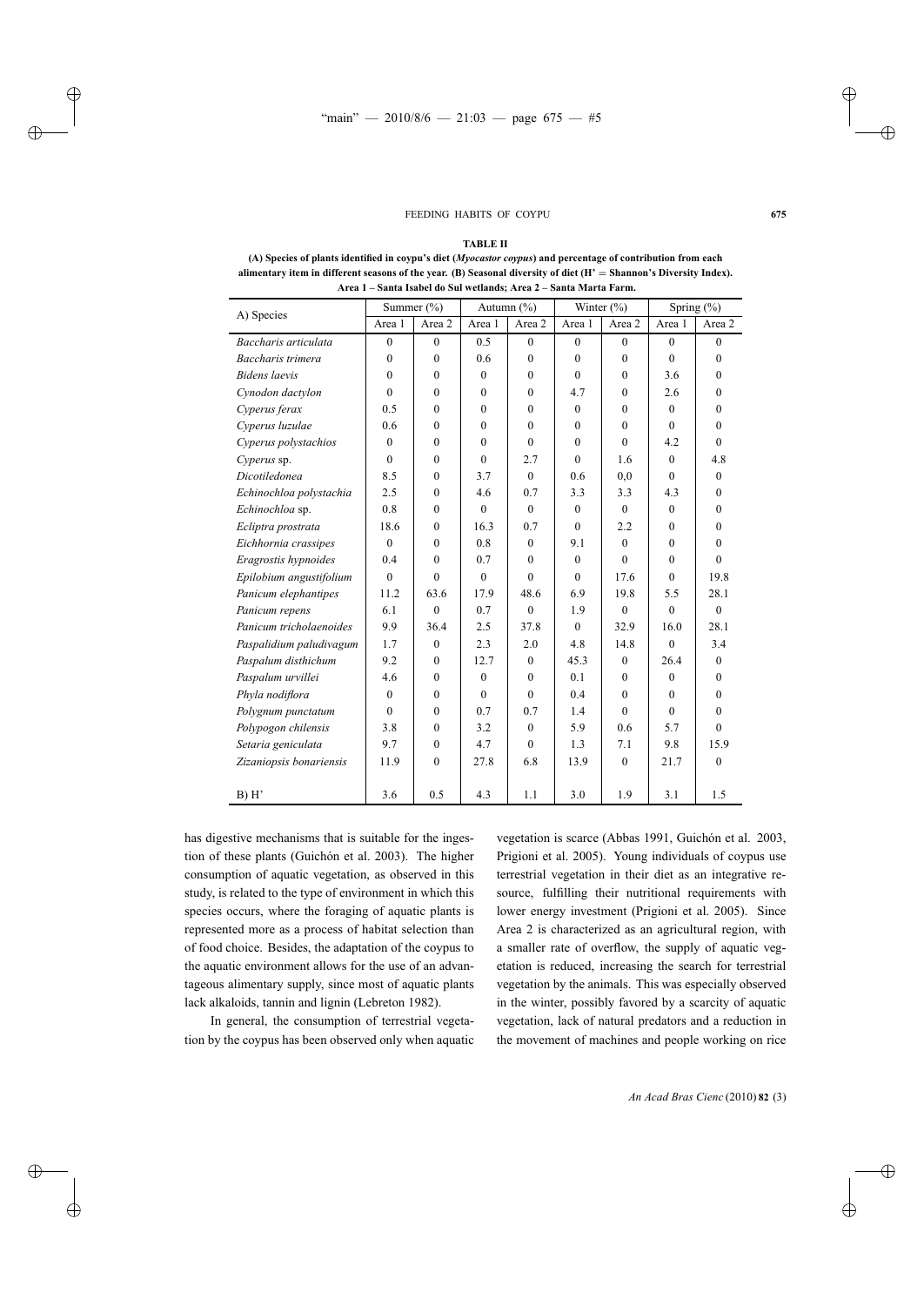**TABLE II**

**(A) Species of plants identified in coypu's diet (*Myocastor coypus*) and percentage of contribution from each alimentary item in different seasons of the year. (B) Seasonal diversity of diet (H' = Shannon's Diversity Index). Area 1 – Santa Isabel do Sul wetlands; Area 2 – Santa Marta Farm.**

| A) Species | Summer (%) | | Autumn (%) | | Winter (%) | | Spring (%) | |
|---|---|---|---|---|---|---|---|---|
| | Area 1 | Area 2 | Area 1 | Area 2 | Area 1 | Area 2 | Area 1 | Area 2 |
| *Baccharis articulata* | 0 | 0 | 0.5 | 0 | 0 | 0 | 0 | 0 |
| *Baccharis trimera* | 0 | 0 | 0.6 | 0 | 0 | 0 | 0 | 0 |
| *Bidens laevis* | 0 | 0 | 0 | 0 | 0 | 0 | 3.6 | 0 |
| *Cynodon dactylon* | 0 | 0 | 0 | 0 | 4.7 | 0 | 2.6 | 0 |
| *Cyperus ferax* | 0.5 | 0 | 0 | 0 | 0 | 0 | 0 | 0 |
| *Cyperus luzulae* | 0.6 | 0 | 0 | 0 | 0 | 0 | 0 | 0 |
| *Cyperus polystachios* | 0 | 0 | 0 | 0 | 0 | 0 | 4.2 | 0 |
| *Cyperus* sp. | 0 | 0 | 0 | 2.7 | 0 | 1.6 | 0 | 4.8 |
| *Dicotiledonea* | 8.5 | 0 | 3.7 | 0 | 0.6 | 0,0 | 0 | 0 |
| *Echinochloa polystachia* | 2.5 | 0 | 4.6 | 0.7 | 3.3 | 3.3 | 4.3 | 0 |
| *Echinochloa* sp. | 0.8 | 0 | 0 | 0 | 0 | 0 | 0 | 0 |
| *Ecliptra prostrata* | 18.6 | 0 | 16.3 | 0.7 | 0 | 2.2 | 0 | 0 |
| *Eichhornia crassipes* | 0 | 0 | 0.8 | 0 | 9.1 | 0 | 0 | 0 |
| *Eragrostis hypnoides* | 0.4 | 0 | 0.7 | 0 | 0 | 0 | 0 | 0 |
| *Epilobium angustifolium* | 0 | 0 | 0 | 0 | 0 | 17.6 | 0 | 19.8 |
| *Panicum elephantipes* | 11.2 | 63.6 | 17.9 | 48.6 | 6.9 | 19.8 | 5.5 | 28.1 |
| *Panicum repens* | 6.1 | 0 | 0.7 | 0 | 1.9 | 0 | 0 | 0 |
| *Panicum tricholaenoides* | 9.9 | 36.4 | 2.5 | 37.8 | 0 | 32.9 | 16.0 | 28.1 |
| *Paspalidium paludivagum* | 1.7 | 0 | 2.3 | 2.0 | 4.8 | 14.8 | 0 | 3.4 |
| *Paspalum disthichum* | 9.2 | 0 | 12.7 | 0 | 45.3 | 0 | 26.4 | 0 |
| *Paspalum urvillei* | 4.6 | 0 | 0 | 0 | 0.1 | 0 | 0 | 0 |
| *Phyla nodiflora* | 0 | 0 | 0 | 0 | 0.4 | 0 | 0 | 0 |
| *Polygnum punctatum* | 0 | 0 | 0.7 | 0.7 | 1.4 | 0 | 0 | 0 |
| *Polypogon chilensis* | 3.8 | 0 | 3.2 | 0 | 5.9 | 0.6 | 5.7 | 0 |
| *Setaria geniculata* | 9.7 | 0 | 4.7 | 0 | 1.3 | 7.1 | 9.8 | 15.9 |
| *Zizaniopsis bonariensis* | 11.9 | 0 | 27.8 | 6.8 | 13.9 | 0 | 21.7 | 0 |
| B) H' | 3.6 | 0.5 | 4.3 | 1.1 | 3.0 | 1.9 | 3.1 | 1.5 |

has digestive mechanisms that is suitable for the ingestion of these plants (Guichón et al. 2003). The higher consumption of aquatic vegetation, as observed in this study, is related to the type of environment in which this species occurs, where the foraging of aquatic plants is represented more as a process of habitat selection than of food choice. Besides, the adaptation of the coypus to the aquatic environment allows for the use of an advantageous alimentary supply, since most of aquatic plants lack alkaloids, tannin and lignin (Lebreton 1982).

In general, the consumption of terrestrial vegetation by the coypus has been observed only when aquatic vegetation is scarce (Abbas 1991, Guichón et al. 2003, Prigioni et al. 2005). Young individuals of coypus use terrestrial vegetation in their diet as an integrative resource, fulfilling their nutritional requirements with lower energy investment (Prigioni et al. 2005). Since Area 2 is characterized as an agricultural region, with a smaller rate of overflow, the supply of aquatic vegetation is reduced, increasing the search for terrestrial vegetation by the animals. This was especially observed in the winter, possibly favored by a scarcity of aquatic vegetation, lack of natural predators and a reduction in the movement of machines and people working on rice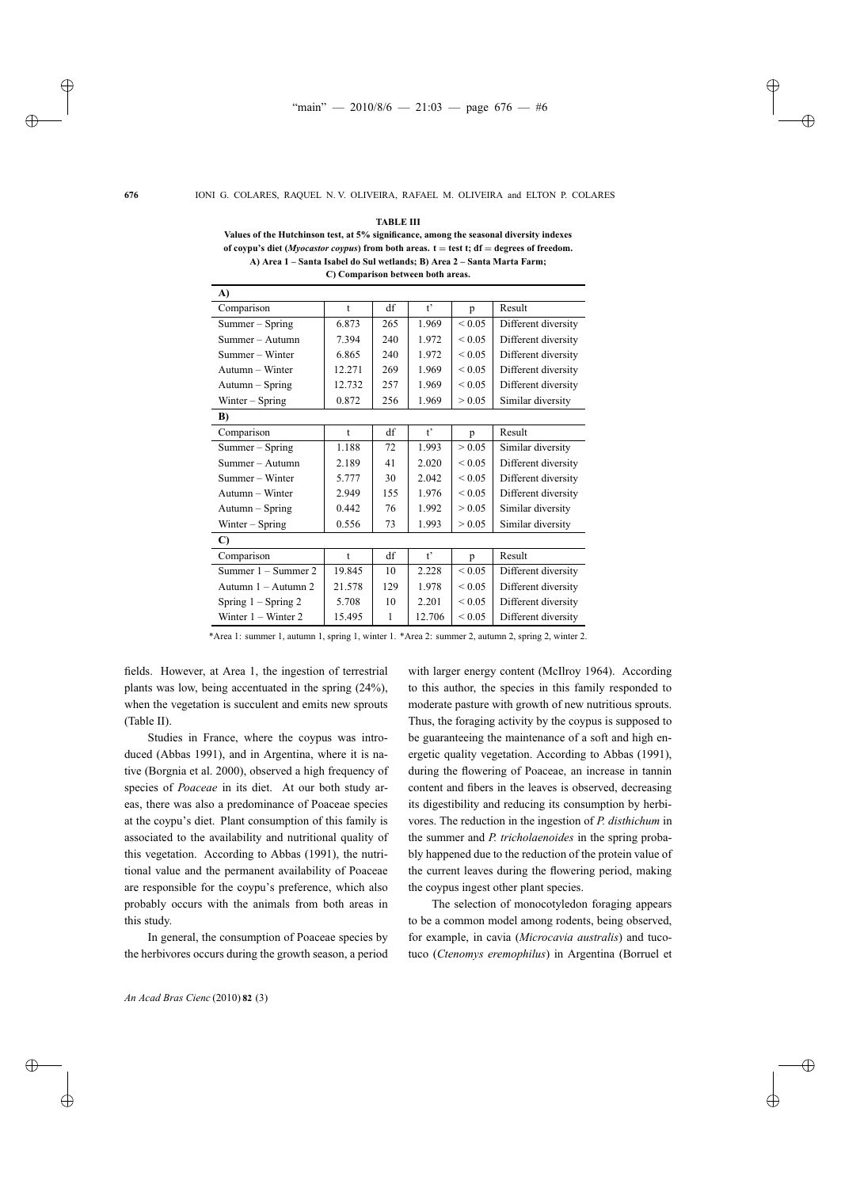**TABLE III**

**Values of the Hutchinson test, at 5% significance, among the seasonal diversity indexes of coypu's diet (*Myocastor coypus*) from both areas. t = test t; df = degrees of freedom. A) Area 1 – Santa Isabel do Sul wetlands; B) Area 2 – Santa Marta Farm; C) Comparison between both areas.**

| **A)** | | | | | |
|---|---|---|---|---|---|
| Comparison | t | df | t' | p | Result |
| Summer – Spring | 6.873 | 265 | 1.969 | < 0.05 | Different diversity |
| Summer – Autumn | 7.394 | 240 | 1.972 | < 0.05 | Different diversity |
| Summer – Winter | 6.865 | 240 | 1.972 | < 0.05 | Different diversity |
| Autumn – Winter | 12.271 | 269 | 1.969 | < 0.05 | Different diversity |
| Autumn – Spring | 12.732 | 257 | 1.969 | < 0.05 | Different diversity |
| Winter – Spring | 0.872 | 256 | 1.969 | > 0.05 | Similar diversity |
| **B)** | | | | | |
| Comparison | t | df | t' | p | Result |
| Summer – Spring | 1.188 | 72 | 1.993 | > 0.05 | Similar diversity |
| Summer – Autumn | 2.189 | 41 | 2.020 | < 0.05 | Different diversity |
| Summer – Winter | 5.777 | 30 | 2.042 | < 0.05 | Different diversity |
| Autumn – Winter | 2.949 | 155 | 1.976 | < 0.05 | Different diversity |
| Autumn – Spring | 0.442 | 76 | 1.992 | > 0.05 | Similar diversity |
| Winter – Spring | 0.556 | 73 | 1.993 | > 0.05 | Similar diversity |
| **C)** | | | | | |
| Comparison | t | df | t' | p | Result |
| Summer 1 – Summer 2 | 19.845 | 10 | 2.228 | < 0.05 | Different diversity |
| Autumn 1 – Autumn 2 | 21.578 | 129 | 1.978 | < 0.05 | Different diversity |
| Spring 1 – Spring 2 | 5.708 | 10 | 2.201 | < 0.05 | Different diversity |
| Winter 1 – Winter 2 | 15.495 | 1 | 12.706 | < 0.05 | Different diversity |

*Area 1: summer 1, autumn 1, spring 1, winter 1. *Area 2: summer 2, autumn 2, spring 2, winter 2.

fields. However, at Area 1, the ingestion of terrestrial plants was low, being accentuated in the spring (24%), when the vegetation is succulent and emits new sprouts (Table II).

Studies in France, where the coypus was introduced (Abbas 1991), and in Argentina, where it is native (Borgnia et al. 2000), observed a high frequency of species of *Poaceae* in its diet. At our both study areas, there was also a predominance of Poaceae species at the coypu's diet. Plant consumption of this family is associated to the availability and nutritional quality of this vegetation. According to Abbas (1991), the nutritional value and the permanent availability of Poaceae are responsible for the coypu's preference, which also probably occurs with the animals from both areas in this study.

In general, the consumption of Poaceae species by the herbivores occurs during the growth season, a period with larger energy content (McIlroy 1964). According to this author, the species in this family responded to moderate pasture with growth of new nutritious sprouts. Thus, the foraging activity by the coypus is supposed to be guaranteeing the maintenance of a soft and high energetic quality vegetation. According to Abbas (1991), during the flowering of Poaceae, an increase in tannin content and fibers in the leaves is observed, decreasing its digestibility and reducing its consumption by herbivores. The reduction in the ingestion of *P. disthichum* in the summer and *P. tricholaenoides* in the spring probably happened due to the reduction of the protein value of the current leaves during the flowering period, making the coypus ingest other plant species.

The selection of monocotyledon foraging appears to be a common model among rodents, being observed, for example, in cavia (*Microcavia australis*) and tucotuco (*Ctenomys eremophilus*) in Argentina (Borruel et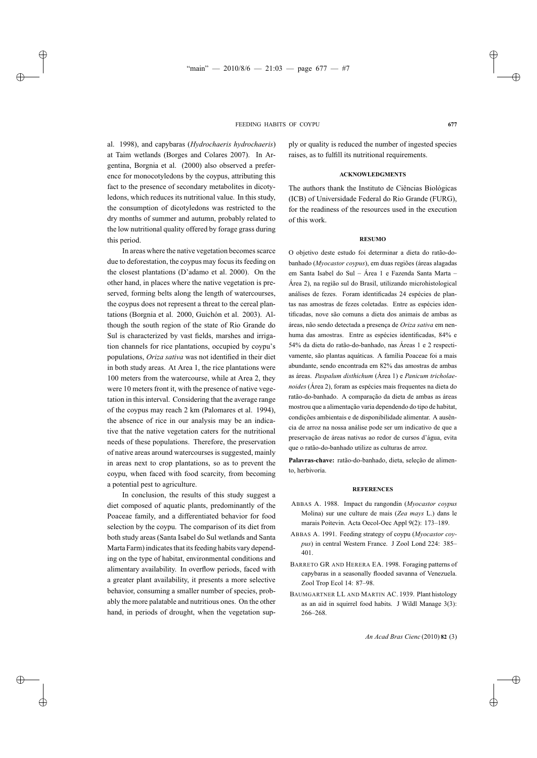al. 1998), and capybaras (*Hydrochaeris hydrochaeris*) at Taim wetlands (Borges and Colares 2007). In Argentina, Borgnia et al. (2000) also observed a preference for monocotyledons by the coypus, attributing this fact to the presence of secondary metabolites in dicotyledons, which reduces its nutritional value. In this study, the consumption of dicotyledons was restricted to the dry months of summer and autumn, probably related to the low nutritional quality offered by forage grass during this period.

In areas where the native vegetation becomes scarce due to deforestation, the coypus may focus its feeding on the closest plantations (D'adamo et al. 2000). On the other hand, in places where the native vegetation is preserved, forming belts along the length of watercourses, the coypus does not represent a threat to the cereal plantations (Borgnia et al. 2000, Guichón et al. 2003). Although the south region of the state of Rio Grande do Sul is characterized by vast fields, marshes and irrigation channels for rice plantations, occupied by coypu's populations, *Oriza sativa* was not identified in their diet in both study areas. At Area 1, the rice plantations were 100 meters from the watercourse, while at Area 2, they were 10 meters front it, with the presence of native vegetation in this interval. Considering that the average range of the coypus may reach 2 km (Palomares et al. 1994), the absence of rice in our analysis may be an indicative that the native vegetation caters for the nutritional needs of these populations. Therefore, the preservation of native areas around watercourses is suggested, mainly in areas next to crop plantations, so as to prevent the coypu, when faced with food scarcity, from becoming a potential pest to agriculture.

In conclusion, the results of this study suggest a diet composed of aquatic plants, predominantly of the Poaceae family, and a differentiated behavior for food selection by the coypu. The comparison of its diet from both study areas (Santa Isabel do Sul wetlands and Santa Marta Farm) indicates that its feeding habits vary depending on the type of habitat, environmental conditions and alimentary availability. In overflow periods, faced with a greater plant availability, it presents a more selective behavior, consuming a smaller number of species, probably the more palatable and nutritious ones. On the other hand, in periods of drought, when the vegetation supply or quality is reduced the number of ingested species raises, as to fulfill its nutritional requirements.

## ACKNOWLEDGMENTS

The authors thank the Instituto de Ciências Biológicas (ICB) of Universidade Federal do Rio Grande (FURG), for the readiness of the resources used in the execution of this work.

## RESUMO

O objetivo deste estudo foi determinar a dieta do ratão-do-banhado (*Myocastor coypus*), em duas regiões (áreas alagadas em Santa Isabel do Sul – Área 1 e Fazenda Santa Marta – Área 2), na região sul do Brasil, utilizando microhistological análises de fezes. Foram identificadas 24 espécies de plantas nas amostras de fezes coletadas. Entre as espécies identificadas, nove são comuns a dieta dos animais de ambas as áreas, não sendo detectada a presença de *Oriza sativa* em nenhuma das amostras. Entre as espécies identificadas, 84% e 54% da dieta do ratão-do-banhado, nas Áreas 1 e 2 respectivamente, são plantas aquáticas. A família Poaceae foi a mais abundante, sendo encontrada em 82% das amostras de ambas as áreas. *Paspalum disthichum* (Área 1) e *Panicum tricholaenoides* (Área 2), foram as espécies mais frequentes na dieta do ratão-do-banhado. A comparação da dieta de ambas as áreas mostrou que a alimentação varia dependendo do tipo de habitat, condições ambientais e de disponibilidade alimentar. A ausência de arroz na nossa análise pode ser um indicativo de que a preservação de áreas nativas ao redor de cursos d'água, evita que o ratão-do-banhado utilize as culturas de arroz.

**Palavras-chave:** ratão-do-banhado, dieta, seleção de alimento, herbivoria.

## REFERENCES

ABBAS A. 1988. Impact du rangondin (*Myocastor coypus* Molina) sur une culture de mais (*Zea mays* L.) dans le marais Poitevin. Acta Oecol-Oec Appl 9(2): 173–189.

ABBAS A. 1991. Feeding strategy of coypu (*Myocastor coypus*) in central Western France. J Zool Lond 224: 385–401.

BARRETO GR AND HERERA EA. 1998. Foraging patterns of capybaras in a seasonally flooded savanna of Venezuela. Zool Trop Ecol 14: 87–98.

BAUMGARTNER LL AND MARTIN AC. 1939. Plant histology as an aid in squirrel food habits. J Wildl Manage 3(3): 266–268.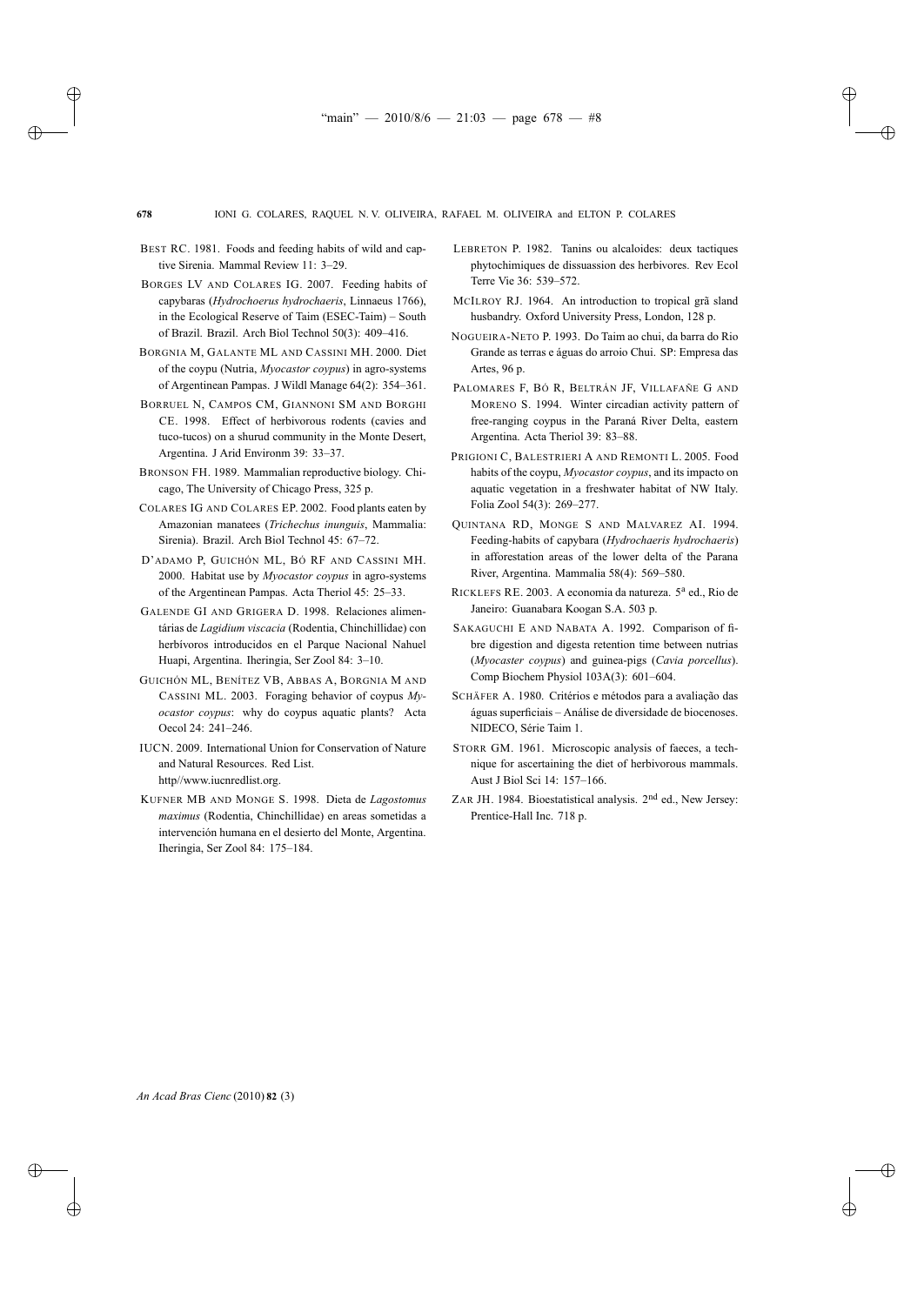BEST RC. 1981. Foods and feeding habits of wild and captive Sirenia. Mammal Review 11: 3–29.

BORGES LV AND COLARES IG. 2007. Feeding habits of capybaras (*Hydrochoerus hydrochaeris*, Linnaeus 1766), in the Ecological Reserve of Taim (ESEC-Taim) – South of Brazil. Brazil. Arch Biol Technol 50(3): 409–416.

BORGNIA M, GALANTE ML AND CASSINI MH. 2000. Diet of the coypu (Nutria, *Myocastor coypus*) in agro-systems of Argentinean Pampas. J Wildl Manage 64(2): 354–361.

BORRUEL N, CAMPOS CM, GIANNONI SM AND BORGHI CE. 1998. Effect of herbivorous rodents (cavies and tuco-tucos) on a shurud community in the Monte Desert, Argentina. J Arid Environm 39: 33–37.

BRONSON FH. 1989. Mammalian reproductive biology. Chicago, The University of Chicago Press, 325 p.

COLARES IG AND COLARES EP. 2002. Food plants eaten by Amazonian manatees (*Trichechus inunguis*, Mammalia: Sirenia). Brazil. Arch Biol Technol 45: 67–72.

D'ADAMO P, GUICHÓN ML, BÓ RF AND CASSINI MH. 2000. Habitat use by *Myocastor coypus* in agro-systems of the Argentinean Pampas. Acta Theriol 45: 25–33.

GALENDE GI AND GRIGERA D. 1998. Relaciones alimentárias de *Lagidium viscacia* (Rodentia, Chinchillidae) con herbívoros introducidos en el Parque Nacional Nahuel Huapi, Argentina. Iheringia, Ser Zool 84: 3–10.

GUICHÓN ML, BENÍTEZ VB, ABBAS A, BORGNIA M AND CASSINI ML. 2003. Foraging behavior of coypus *Myocastor coypus*: why do coypus aquatic plants? Acta Oecol 24: 241–246.

IUCN. 2009. International Union for Conservation of Nature and Natural Resources. Red List. http//www.iucnredlist.org.

KUFNER MB AND MONGE S. 1998. Dieta de *Lagostomus maximus* (Rodentia, Chinchillidae) en areas sometidas a intervención humana en el desierto del Monte, Argentina. Iheringia, Ser Zool 84: 175–184.

LEBRETON P. 1982. Tanins ou alcaloides: deux tactiques phytochimiques de dissuassion des herbivores. Rev Ecol Terre Vie 36: 539–572.

MCILROY RJ. 1964. An introduction to tropical grã sland husbandry. Oxford University Press, London, 128 p.

NOGUEIRA-NETO P. 1993. Do Taim ao chui, da barra do Rio Grande as terras e águas do arroio Chui. SP: Empresa das Artes, 96 p.

PALOMARES F, BÓ R, BELTRÁN JF, VILLAFAÑE G AND MORENO S. 1994. Winter circadian activity pattern of free-ranging coypus in the Paraná River Delta, eastern Argentina. Acta Theriol 39: 83–88.

PRIGIONI C, BALESTRIERI A AND REMONTI L. 2005. Food habits of the coypu, *Myocastor coypus*, and its impacto on aquatic vegetation in a freshwater habitat of NW Italy. Folia Zool 54(3): 269–277.

QUINTANA RD, MONGE S AND MALVAREZ AI. 1994. Feeding-habits of capybara (*Hydrochaeris hydrochaeris*) in afforestation areas of the lower delta of the Parana River, Argentina. Mammalia 58(4): 569–580.

RICKLEFS RE. 2003. A economia da natureza. 5ª ed., Rio de Janeiro: Guanabara Koogan S.A. 503 p.

SAKAGUCHI E AND NABATA A. 1992. Comparison of fibre digestion and digesta retention time between nutrias (*Myocaster coypus*) and guinea-pigs (*Cavia porcellus*). Comp Biochem Physiol 103A(3): 601–604.

SCHÄFER A. 1980. Critérios e métodos para a avaliação das águas superficiais – Análise de diversidade de biocenoses. NIDECO, Série Taim 1.

STORR GM. 1961. Microscopic analysis of faeces, a technique for ascertaining the diet of herbivorous mammals. Aust J Biol Sci 14: 157–166.

ZAR JH. 1984. Bioestatistical analysis. 2nd ed., New Jersey: Prentice-Hall Inc. 718 p.